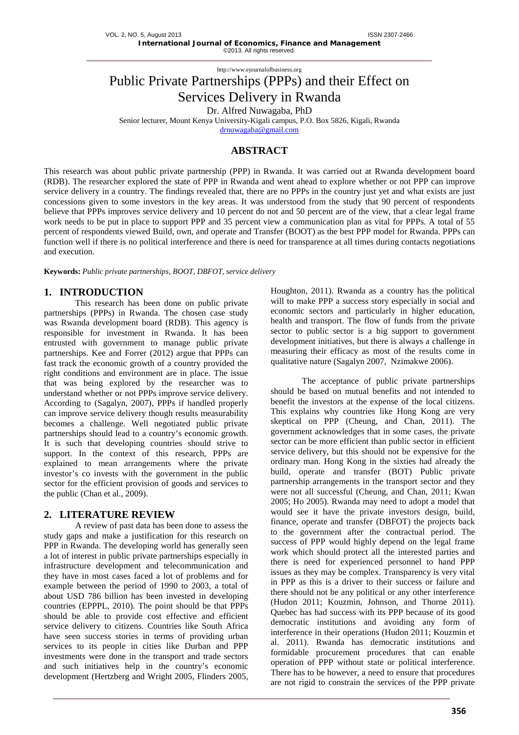# Public Private Partnerships (PPPs) and their Effect on Services Delivery in Rwanda

Dr. Alfred Nuwagaba, PhD

Senior lecturer, Mount Kenya University-Kigali campus, P.O. Box 5826, Kigali, Rwanda

drnuwagaba@gmail.com

## ABSTRACT

This research was about public private partnership (PPP) in Rwanda. It was carried out at Rwanda development board (RDB). The researcher explored the state of PPP in Rwanda and went ahead to explore whether or not PPP can improve service delivery in a country. The findings revealed that, there are no PPPs in the country just yet and what exists are just concessions given to some investors in the key areas. It was understood from the study that 90 percent of respondents believe that PPPs improves service delivery and 10 percent do not and 50 percent are of the view, that a clear legal frame work needs to be put in place to support PPP and 35 percent view a communication plan as vital for PPPs. A total of 55 percent of respondents viewed Build, own, and operate and Transfer (BOOT) as the best PPP model for Rwanda. PPPs can function well if there is no political interference and there is need for transparence at all times during contacts negotiations and execution.

**Keywords:** *Public private partnerships, BOOT, DBFOT, service delivery*

## 1. INTRODUCTION

This research has been done on public private partnerships (PPPs) in Rwanda. The chosen case study was Rwanda development board (RDB). This agency is responsible for investment in Rwanda. It has been entrusted with government to manage public private partnerships. Kee and Forrer (2012) argue that PPPs can fast track the economic growth of a country provided the right conditions and environment are in place. The issue that was being explored by the researcher was to understand whether or not PPPs improve service delivery. According to (Sagalyn, 2007), PPPs if handled properly can improve service delivery though results measurability becomes a challenge. Well negotiated public private partnerships should lead to a country's economic growth. It is such that developing countries should strive to support. In the context of this research, PPPs are explained to mean arrangements where the private investor's co invests with the government in the public sector for the efficient provision of goods and services to the public (Chan et al., 2009).

## 2. LITERATURE REVIEW

A review of past data has been done to assess the study gaps and make a justification for this research on PPP in Rwanda. The developing world has generally seen a lot of interest in public private partnerships especially in infrastructure development and telecommunication and they have in most cases faced a lot of problems and for example between the period of 1990 to 2003, a total of about USD 786 billion has been invested in developing countries (EPPPL, 2010). The point should be that PPPs should be able to provide cost effective and efficient service delivery to citizens. Countries like South Africa have seen success stories in terms of providing urban services to its people in cities like Durban and PPP investments were done in the transport and trade sectors and such initiatives help in the country's economic development (Hertzberg and Wright 2005, Flinders 2005, Houghton, 2011). Rwanda as a country has the political will to make PPP a success story especially in social and economic sectors and particularly in higher education, health and transport. The flow of funds from the private sector to public sector is a big support to government development initiatives, but there is always a challenge in measuring their efficacy as most of the results come in qualitative nature (Sagalyn 2007, Nzimakwe 2006).

The acceptance of public private partnerships should be based on mutual benefits and not intended to benefit the investors at the expense of the local citizens. This explains why countries like Hong Kong are very skeptical on PPP (Cheung, and Chan, 2011). The government acknowledges that in some cases, the private sector can be more efficient than public sector in efficient service delivery, but this should not be expensive for the ordinary man. Hong Kong in the sixties had already the build, operate and transfer (BOT) Public private partnership arrangements in the transport sector and they were not all successful (Cheung, and Chan, 2011; Kwan 2005; Ho 2005). Rwanda may need to adopt a model that would see it have the private investors design, build, finance, operate and transfer (DBFOT) the projects back to the government after the contractual period. The success of PPP would highly depend on the legal frame work which should protect all the interested parties and there is need for experienced personnel to hand PPP issues as they may be complex. Transparency is very vital in PPP as this is a driver to their success or failure and there should not be any political or any other interference (Hudon 2011; Kouzmin, Johnson, and Thorne 2011). Quebec has had success with its PPP because of its good democratic institutions and avoiding any form of interference in their operations (Hudon 2011; Kouzmin et al. 2011). Rwanda has democratic institutions and formidable procurement procedures that can enable operation of PPP without state or political interference. There has to be however, a need to ensure that procedures are not rigid to constrain the services of the PPP private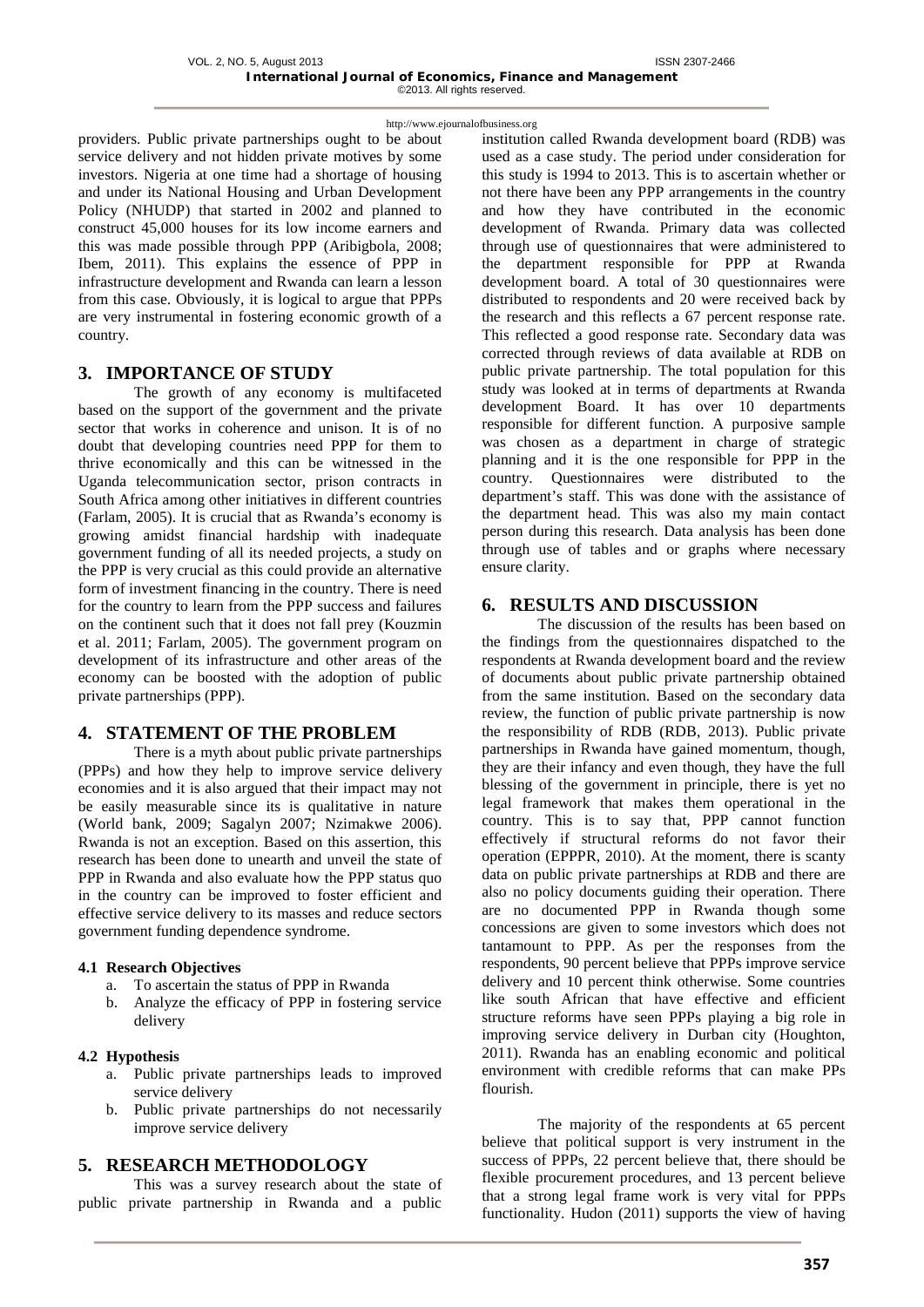providers. Public private partnerships ought to be about service delivery and not hidden private motives by some investors. Nigeria at one time had a shortage of housing and under its National Housing and Urban Development Policy (NHUDP) that started in 2002 and planned to construct 45,000 houses for its low income earners and this was made possible through PPP (Aribigbola, 2008; Ibem, 2011). This explains the essence of PPP in infrastructure development and Rwanda can learn a lesson from this case. Obviously, it is logical to argue that PPPs are very instrumental in fostering economic growth of a country.

## 3. IMPORTANCE OF STUDY

The growth of any economy is multifaceted based on the support of the government and the private sector that works in coherence and unison. It is of no doubt that developing countries need PPP for them to thrive economically and this can be witnessed in the Uganda telecommunication sector, prison contracts in South Africa among other initiatives in different countries (Farlam, 2005). It is crucial that as Rwanda's economy is growing amidst financial hardship with inadequate government funding of all its needed projects, a study on the PPP is very crucial as this could provide an alternative form of investment financing in the country. There is need for the country to learn from the PPP success and failures on the continent such that it does not fall prey (Kouzmin et al. 2011; Farlam, 2005). The government program on development of its infrastructure and other areas of the economy can be boosted with the adoption of public private partnerships (PPP).

## 4. STATEMENT OF THE PROBLEM

There is a myth about public private partnerships (PPPs) and how they help to improve service delivery economies and it is also argued that their impact may not be easily measurable since its is qualitative in nature (World bank, 2009; Sagalyn 2007; Nzimakwe 2006). Rwanda is not an exception. Based on this assertion, this research has been done to unearth and unveil the state of PPP in Rwanda and also evaluate how the PPP status quo in the country can be improved to foster efficient and effective service delivery to its masses and reduce sectors government funding dependence syndrome.

### 4.1 Research Objectives

a. To ascertain the status of PPP in Rwanda
b. Analyze the efficacy of PPP in fostering service delivery

### 4.2 Hypothesis

a. Public private partnerships leads to improved service delivery
b. Public private partnerships do not necessarily improve service delivery

## 5. RESEARCH METHODOLOGY

This was a survey research about the state of public private partnership in Rwanda and a public institution called Rwanda development board (RDB) was used as a case study. The period under consideration for this study is 1994 to 2013. This is to ascertain whether or not there have been any PPP arrangements in the country and how they have contributed in the economic development of Rwanda. Primary data was collected through use of questionnaires that were administered to the department responsible for PPP at Rwanda development board. A total of 30 questionnaires were distributed to respondents and 20 were received back by the research and this reflects a 67 percent response rate. This reflected a good response rate. Secondary data was corrected through reviews of data available at RDB on public private partnership. The total population for this study was looked at in terms of departments at Rwanda development Board. It has over 10 departments responsible for different function. A purposive sample was chosen as a department in charge of strategic planning and it is the one responsible for PPP in the country. Questionnaires were distributed to the department's staff. This was done with the assistance of the department head. This was also my main contact person during this research. Data analysis has been done through use of tables and or graphs where necessary ensure clarity.

## 6. RESULTS AND DISCUSSION

The discussion of the results has been based on the findings from the questionnaires dispatched to the respondents at Rwanda development board and the review of documents about public private partnership obtained from the same institution. Based on the secondary data review, the function of public private partnership is now the responsibility of RDB (RDB, 2013). Public private partnerships in Rwanda have gained momentum, though, they are their infancy and even though, they have the full blessing of the government in principle, there is yet no legal framework that makes them operational in the country. This is to say that, PPP cannot function effectively if structural reforms do not favor their operation (EPPPR, 2010). At the moment, there is scanty data on public private partnerships at RDB and there are also no policy documents guiding their operation. There are no documented PPP in Rwanda though some concessions are given to some investors which does not tantamount to PPP. As per the responses from the respondents, 90 percent believe that PPPs improve service delivery and 10 percent think otherwise. Some countries like south African that have effective and efficient structure reforms have seen PPPs playing a big role in improving service delivery in Durban city (Houghton, 2011). Rwanda has an enabling economic and political environment with credible reforms that can make PPs flourish.

The majority of the respondents at 65 percent believe that political support is very instrument in the success of PPPs, 22 percent believe that, there should be flexible procurement procedures, and 13 percent believe that a strong legal frame work is very vital for PPPs functionality. Hudon (2011) supports the view of having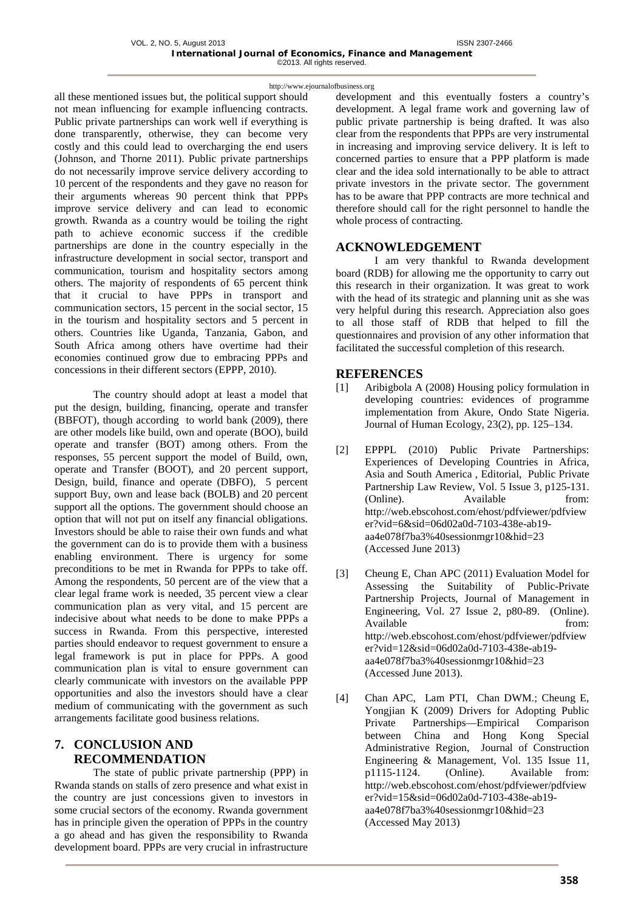all these mentioned issues but, the political support should not mean influencing for example influencing contracts. Public private partnerships can work well if everything is done transparently, otherwise, they can become very costly and this could lead to overcharging the end users (Johnson, and Thorne 2011). Public private partnerships do not necessarily improve service delivery according to 10 percent of the respondents and they gave no reason for their arguments whereas 90 percent think that PPPs improve service delivery and can lead to economic growth. Rwanda as a country would be toiling the right path to achieve economic success if the credible partnerships are done in the country especially in the infrastructure development in social sector, transport and communication, tourism and hospitality sectors among others. The majority of respondents of 65 percent think that it crucial to have PPPs in transport and communication sectors, 15 percent in the social sector, 15 in the tourism and hospitality sectors and 5 percent in others. Countries like Uganda, Tanzania, Gabon, and South Africa among others have overtime had their economies continued grow due to embracing PPPs and concessions in their different sectors (EPPP, 2010).

The country should adopt at least a model that put the design, building, financing, operate and transfer (BBFOT), though according to world bank (2009), there are other models like build, own and operate (BOO), build operate and transfer (BOT) among others. From the responses, 55 percent support the model of Build, own, operate and Transfer (BOOT), and 20 percent support, Design, build, finance and operate (DBFO), 5 percent support Buy, own and lease back (BOLB) and 20 percent support all the options. The government should choose an option that will not put on itself any financial obligations. Investors should be able to raise their own funds and what the government can do is to provide them with a business enabling environment. There is urgency for some preconditions to be met in Rwanda for PPPs to take off. Among the respondents, 50 percent are of the view that a clear legal frame work is needed, 35 percent view a clear communication plan as very vital, and 15 percent are indecisive about what needs to be done to make PPPs a success in Rwanda. From this perspective, interested parties should endeavor to request government to ensure a legal framework is put in place for PPPs. A good communication plan is vital to ensure government can clearly communicate with investors on the available PPP opportunities and also the investors should have a clear medium of communicating with the government as such arrangements facilitate good business relations.

## 7. CONCLUSION AND RECOMMENDATION

The state of public private partnership (PPP) in Rwanda stands on stalls of zero presence and what exist in the country are just concessions given to investors in some crucial sectors of the economy. Rwanda government has in principle given the operation of PPPs in the country a go ahead and has given the responsibility to Rwanda development board. PPPs are very crucial in infrastructure development and this eventually fosters a country's development. A legal frame work and governing law of public private partnership is being drafted. It was also clear from the respondents that PPPs are very instrumental in increasing and improving service delivery. It is left to concerned parties to ensure that a PPP platform is made clear and the idea sold internationally to be able to attract private investors in the private sector. The government has to be aware that PPP contracts are more technical and therefore should call for the right personnel to handle the whole process of contracting.

## ACKNOWLEDGEMENT

I am very thankful to Rwanda development board (RDB) for allowing me the opportunity to carry out this research in their organization. It was great to work with the head of its strategic and planning unit as she was very helpful during this research. Appreciation also goes to all those staff of RDB that helped to fill the questionnaires and provision of any other information that facilitated the successful completion of this research.

## REFERENCES

[1] Aribigbola A (2008) Housing policy formulation in developing countries: evidences of programme implementation from Akure, Ondo State Nigeria. Journal of Human Ecology, 23(2), pp. 125–134.

[2] EPPPL (2010) Public Private Partnerships: Experiences of Developing Countries in Africa, Asia and South America , Editorial, Public Private Partnership Law Review, Vol. 5 Issue 3, p125-131. (Online). Available from: http://web.ebscohost.com/ehost/pdfviewer/pdfviewer?vid=6&sid=06d02a0d-7103-438e-ab19-aa4e078f7ba3%40sessionmgr10&hid=23 (Accessed June 2013)

[3] Cheung E, Chan APC (2011) Evaluation Model for Assessing the Suitability of Public-Private Partnership Projects, Journal of Management in Engineering, Vol. 27 Issue 2, p80-89. (Online). Available from: http://web.ebscohost.com/ehost/pdfviewer/pdfviewer?vid=12&sid=06d02a0d-7103-438e-ab19-aa4e078f7ba3%40sessionmgr10&hid=23 (Accessed June 2013).

[4] Chan APC, Lam PTI, Chan DWM.; Cheung E, Yongjian K (2009) Drivers for Adopting Public Private Partnerships—Empirical Comparison between China and Hong Kong Special Administrative Region, Journal of Construction Engineering & Management, Vol. 135 Issue 11, p1115-1124. (Online). Available from: http://web.ebscohost.com/ehost/pdfviewer/pdfviewer?vid=15&sid=06d02a0d-7103-438e-ab19-aa4e078f7ba3%40sessionmgr10&hid=23 (Accessed May 2013)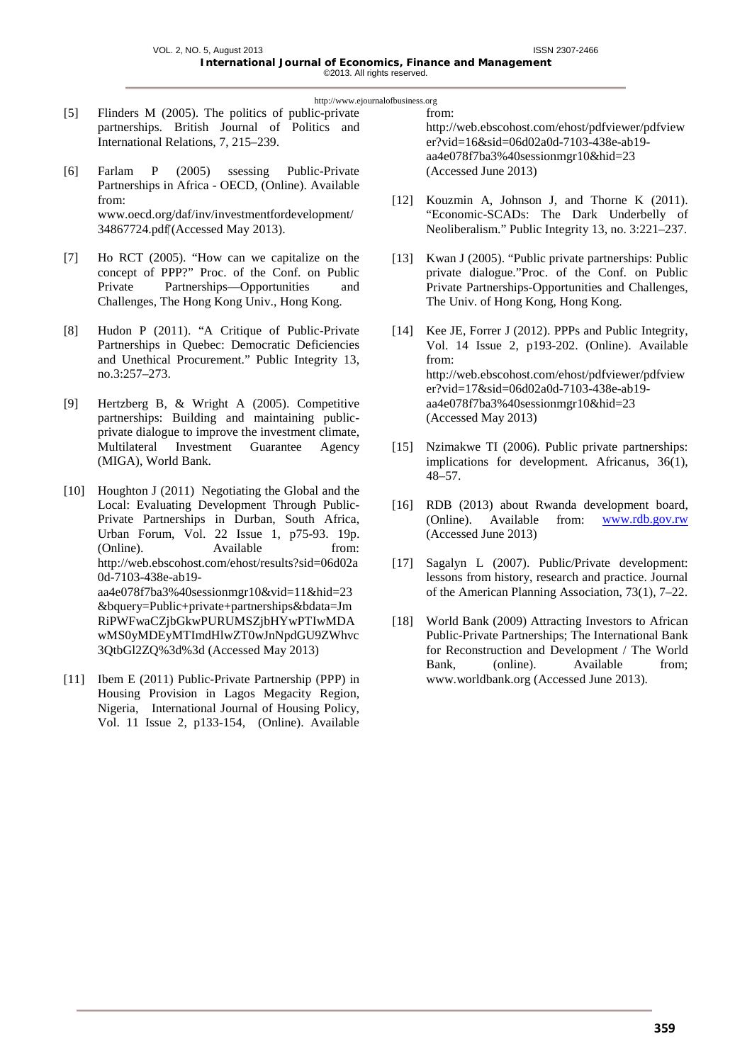[5] Flinders M (2005). The politics of public-private partnerships. British Journal of Politics and International Relations, 7, 215–239.

[6] Farlam P (2005) ssessing Public-Private Partnerships in Africa - OECD, (Online). Available from: www.oecd.org/daf/inv/investmentfordevelopment/34867724.pdf‎(Accessed May 2013).

[7] Ho RCT (2005). "How can we capitalize on the concept of PPP?" Proc. of the Conf. on Public Private Partnerships—Opportunities and Challenges, The Hong Kong Univ., Hong Kong.

[8] Hudon P (2011). "A Critique of Public-Private Partnerships in Quebec: Democratic Deficiencies and Unethical Procurement." Public Integrity 13, no.3:257–273.

[9] Hertzberg B, & Wright A (2005). Competitive partnerships: Building and maintaining public-private dialogue to improve the investment climate, Multilateral Investment Guarantee Agency (MIGA), World Bank.

[10] Houghton J (2011) Negotiating the Global and the Local: Evaluating Development Through Public-Private Partnerships in Durban, South Africa, Urban Forum, Vol. 22 Issue 1, p75-93. 19p. (Online). Available from: http://web.ebscohost.com/ehost/results?sid=06d02a0d-7103-438e-ab19-aa4e078f7ba3%40sessionmgr10&vid=11&hid=23&bquery=Public+private+partnerships&bdata=JmRiPWFwaCZjbGkwPURUMSZjbHYwPTIwMDAwMS0yMDEyMTImdHlwZT0wJnNpdGU9ZWhvc3QtbGl2ZQ%3d%3d (Accessed May 2013)

[11] Ibem E (2011) Public-Private Partnership (PPP) in Housing Provision in Lagos Megacity Region, Nigeria, International Journal of Housing Policy, Vol. 11 Issue 2, p133-154, (Online). Available from: http://web.ebscohost.com/ehost/pdfviewer/pdfviewer?vid=16&sid=06d02a0d-7103-438e-ab19-aa4e078f7ba3%40sessionmgr10&hid=23 (Accessed June 2013)

[12] Kouzmin A, Johnson J, and Thorne K (2011). "Economic-SCADs: The Dark Underbelly of Neoliberalism." Public Integrity 13, no. 3:221–237.

[13] Kwan J (2005). "Public private partnerships: Public private dialogue."Proc. of the Conf. on Public Private Partnerships-Opportunities and Challenges, The Univ. of Hong Kong, Hong Kong.

[14] Kee JE, Forrer J (2012). PPPs and Public Integrity, Vol. 14 Issue 2, p193-202. (Online). Available from: http://web.ebscohost.com/ehost/pdfviewer/pdfviewer?vid=17&sid=06d02a0d-7103-438e-ab19-aa4e078f7ba3%40sessionmgr10&hid=23 (Accessed May 2013)

[15] Nzimakwe TI (2006). Public private partnerships: implications for development. Africanus, 36(1), 48–57.

[16] RDB (2013) about Rwanda development board, (Online). Available from: www.rdb.gov.rw (Accessed June 2013)

[17] Sagalyn L (2007). Public/Private development: lessons from history, research and practice. Journal of the American Planning Association, 73(1), 7–22.

[18] World Bank (2009) Attracting Investors to African Public-Private Partnerships; The International Bank for Reconstruction and Development / The World Bank, (online). Available from; www.worldbank.org (Accessed June 2013).